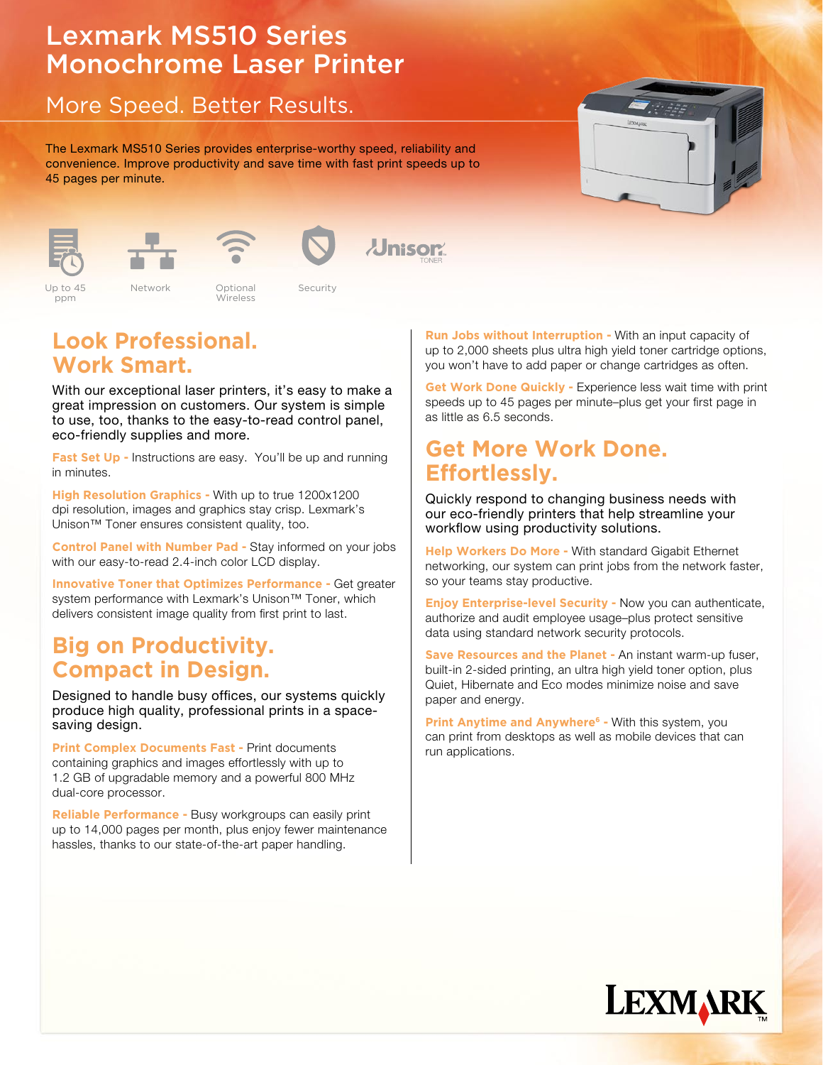# Lexmark MS510 Series Monochrome Laser Printer

## More Speed. Better Results.

The Lexmark MS510 Series provides enterprise-worthy speed, reliability and convenience. Improve productivity and save time with fast print speeds up to 45 pages per minute.

Up to 45 ppm | Network | Optional Wireless | Security | Unison TONER

## Look Professional. Work Smart.

With our exceptional laser printers, it's easy to make a great impression on customers. Our system is simple to use, too, thanks to the easy-to-read control panel, eco-friendly supplies and more.

**Fast Set Up -** Instructions are easy. You'll be up and running in minutes.

**High Resolution Graphics -** With up to true 1200x1200 dpi resolution, images and graphics stay crisp. Lexmark's Unison™ Toner ensures consistent quality, too.

**Control Panel with Number Pad -** Stay informed on your jobs with our easy-to-read 2.4-inch color LCD display.

**Innovative Toner that Optimizes Performance -** Get greater system performance with Lexmark's Unison™ Toner, which delivers consistent image quality from first print to last.

## Big on Productivity. Compact in Design.

Designed to handle busy offices, our systems quickly produce high quality, professional prints in a space-saving design.

**Print Complex Documents Fast -** Print documents containing graphics and images effortlessly with up to 1.2 GB of upgradable memory and a powerful 800 MHz dual-core processor.

**Reliable Performance -** Busy workgroups can easily print up to 14,000 pages per month, plus enjoy fewer maintenance hassles, thanks to our state-of-the-art paper handling.

**Run Jobs without Interruption -** With an input capacity of up to 2,000 sheets plus ultra high yield toner cartridge options, you won't have to add paper or change cartridges as often.

**Get Work Done Quickly -** Experience less wait time with print speeds up to 45 pages per minute–plus get your first page in as little as 6.5 seconds.

## Get More Work Done. Effortlessly.

Quickly respond to changing business needs with our eco-friendly printers that help streamline your workflow using productivity solutions.

**Help Workers Do More -** With standard Gigabit Ethernet networking, our system can print jobs from the network faster, so your teams stay productive.

**Enjoy Enterprise-level Security -** Now you can authenticate, authorize and audit employee usage–plus protect sensitive data using standard network security protocols.

**Save Resources and the Planet -** An instant warm-up fuser, built-in 2-sided printing, an ultra high yield toner option, plus Quiet, Hibernate and Eco modes minimize noise and save paper and energy.

**Print Anytime and Anywhere[6] -** With this system, you can print from desktops as well as mobile devices that can run applications.

LEXMARK™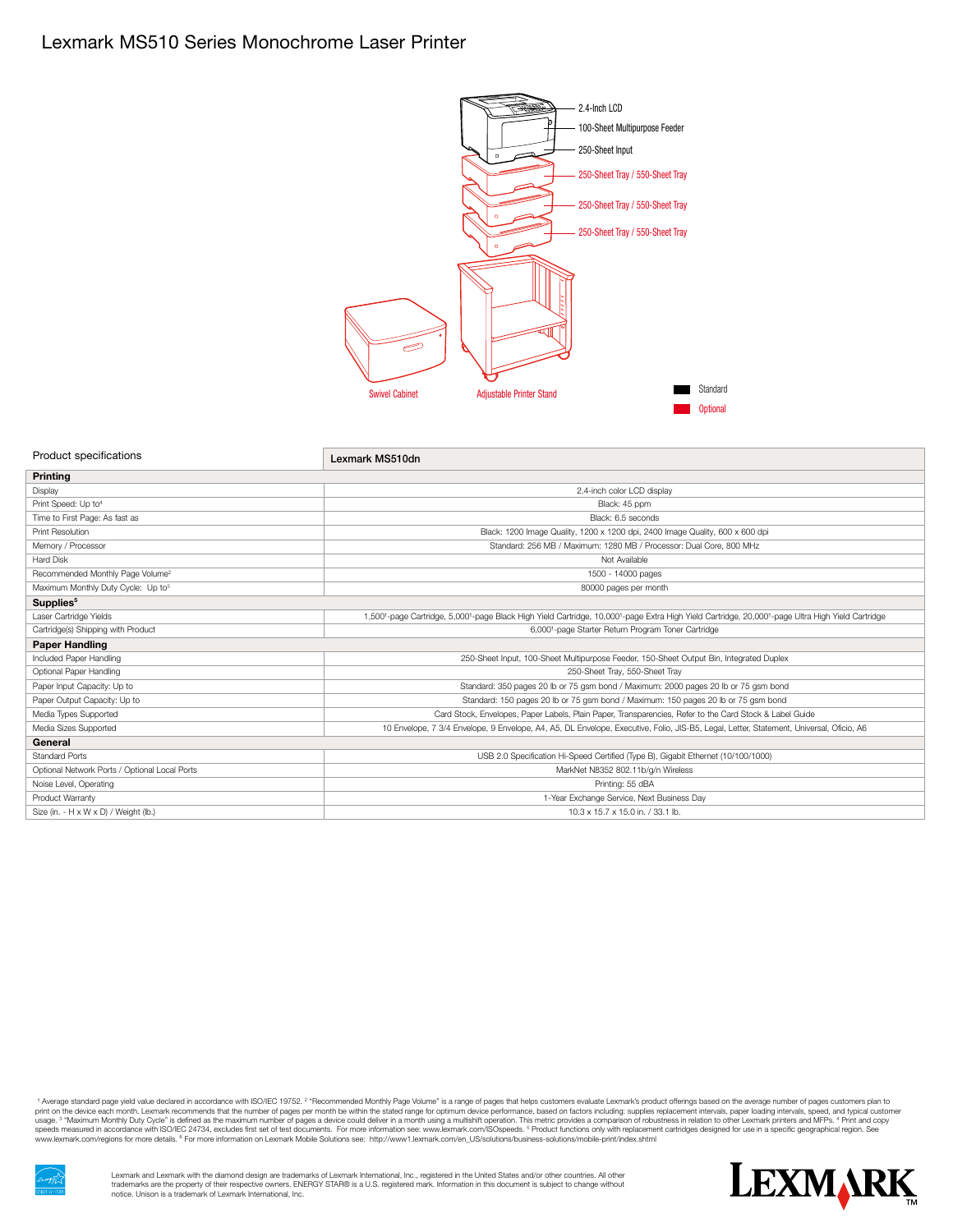# Lexmark MS510 Series Monochrome Laser Printer

2.4-Inch LCD

100-Sheet Multipurpose Feeder

250-Sheet Input

250-Sheet Tray / 550-Sheet Tray

250-Sheet Tray / 550-Sheet Tray

250-Sheet Tray / 550-Sheet Tray

Swivel Cabinet

Adjustable Printer Stand

Standard

Optional

| Product specifications | Lexmark MS510dn |
|---|---|
| **Printing** | |
| Display | 2.4-inch color LCD display |
| Print Speed: Up to[4] | Black: 45 ppm |
| Time to First Page: As fast as | Black: 6.5 seconds |
| Print Resolution | Black: 1200 Image Quality, 1200 x 1200 dpi, 2400 Image Quality, 600 x 600 dpi |
| Memory / Processor | Standard: 256 MB / Maximum: 1280 MB / Processor: Dual Core, 800 MHz |
| Hard Disk | Not Available |
| Recommended Monthly Page Volume[2] | 1500 - 14000 pages |
| Maximum Monthly Duty Cycle: Up to[3] | 80000 pages per month |
| **Supplies[5]** | |
| Laser Cartridge Yields | 1,500[1]-page Cartridge, 5,000[1]-page Black High Yield Cartridge, 10,000[1]-page Extra High Yield Cartridge, 20,000[1]-page Ultra High Yield Cartridge |
| Cartridge(s) Shipping with Product | 6,000[1]-page Starter Return Program Toner Cartridge |
| **Paper Handling** | |
| Included Paper Handling | 250-Sheet Input, 100-Sheet Multipurpose Feeder, 150-Sheet Output Bin, Integrated Duplex |
| Optional Paper Handling | 250-Sheet Tray, 550-Sheet Tray |
| Paper Input Capacity: Up to | Standard: 350 pages 20 lb or 75 gsm bond / Maximum: 2000 pages 20 lb or 75 gsm bond |
| Paper Output Capacity: Up to | Standard: 150 pages 20 lb or 75 gsm bond / Maximum: 150 pages 20 lb or 75 gsm bond |
| Media Types Supported | Card Stock, Envelopes, Paper Labels, Plain Paper, Transparencies, Refer to the Card Stock & Label Guide |
| Media Sizes Supported | 10 Envelope, 7 3/4 Envelope, 9 Envelope, A4, A5, DL Envelope, Executive, Folio, JIS-B5, Legal, Letter, Statement, Universal, Oficio, A6 |
| **General** | |
| Standard Ports | USB 2.0 Specification Hi-Speed Certified (Type B), Gigabit Ethernet (10/100/1000) |
| Optional Network Ports / Optional Local Ports | MarkNet N8352 802.11b/g/n Wireless |
| Noise Level, Operating | Printing: 55 dBA |
| Product Warranty | 1-Year Exchange Service, Next Business Day |
| Size (in. - H x W x D) / Weight (lb.) | 10.3 x 15.7 x 15.0 in. / 33.1 lb. |

[1] Average standard page yield value declared in accordance with ISO/IEC 19752. [2] "Recommended Monthly Page Volume" is a range of pages that helps customers evaluate Lexmark's product offerings based on the average number of pages customers plan to print on the device each month. Lexmark recommends that the number of pages per month be within the stated range for optimum device performance, based on factors including: supplies replacement intervals, paper loading intervals, speed, and typical customer usage. [3] "Maximum Monthly Duty Cycle" is defined as the maximum number of pages a device could deliver in a month using a multishift operation. This metric provides a comparison of robustness in relation to other Lexmark printers and MFPs. [4] Print and copy speeds measured in accordance with ISO/IEC 24734, excludes first set of test documents. For more information see: www.lexmark.com/ISOspeeds. [5] Product functions only with replacement cartridges designed for use in a specific geographical region. See www.lexmark.com/regions for more details. [6] For more information on Lexmark Mobile Solutions see: http://www1.lexmark.com/en_US/solutions/business-solutions/mobile-print/index.shtml

Lexmark and Lexmark with the diamond design are trademarks of Lexmark International, Inc., registered in the United States and/or other countries. All other trademarks are the property of their respective owners. ENERGY STAR® is a U.S. registered mark. Information in this document is subject to change without notice. Unison is a trademark of Lexmark International, Inc.